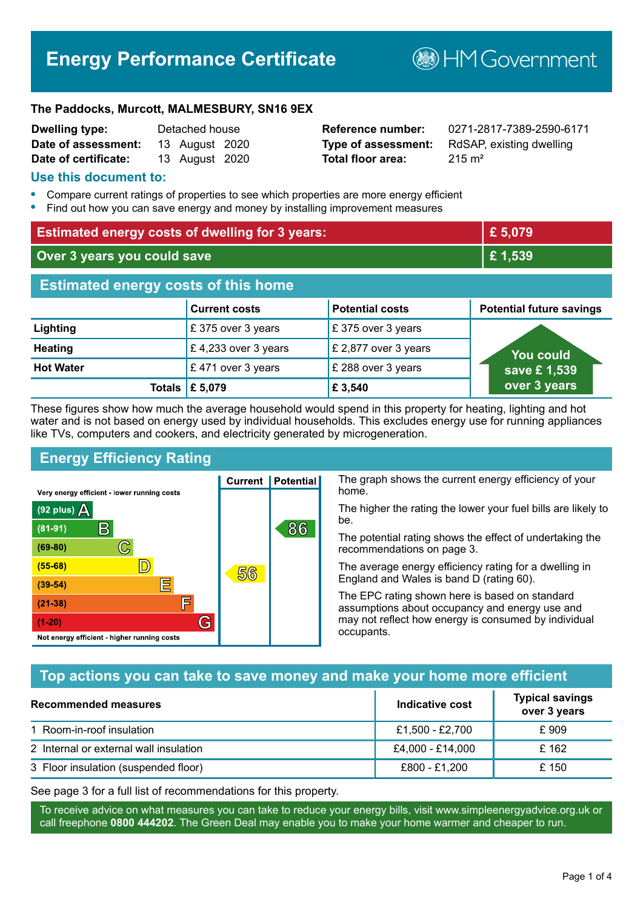# Energy Performance Certificate

HM Government

**The Paddocks, Murcott, MALMESBURY, SN16 9EX**

| | | | |
|---|---|---|---|
| **Dwelling type:** | Detached house | **Reference number:** | 0271-2817-7389-2590-6171 |
| **Date of assessment:** | 13 August 2020 | **Type of assessment:** | RdSAP, existing dwelling |
| **Date of certificate:** | 13 August 2020 | **Total floor area:** | 215 m² |

## Use this document to:

- Compare current ratings of properties to see which properties are more energy efficient
- Find out how you can save energy and money by installing improvement measures

| | |
|---|---|
| **Estimated energy costs of dwelling for 3 years:** | **£ 5,079** |
| **Over 3 years you could save** | **£ 1,539** |

## Estimated energy costs of this home

| | Current costs | Potential costs | Potential future savings |
|---|---|---|---|
| **Lighting** | £ 375 over 3 years | £ 375 over 3 years | You could save £ 1,539 over 3 years |
| **Heating** | £ 4,233 over 3 years | £ 2,877 over 3 years | |
| **Hot Water** | £ 471 over 3 years | £ 288 over 3 years | |
| **Totals** | **£ 5,079** | **£ 3,540** | |

These figures show how much the average household would spend in this property for heating, lighting and hot water and is not based on energy used by individual households. This excludes energy use for running appliances like TVs, computers and cookers, and electricity generated by microgeneration.

## Energy Efficiency Rating

| Rating | Current | Potential |
|---|---|---|
| Very energy efficient - lower running costs | | |
| (92 plus) A | | |
| (81-91) B | | 86 |
| (69-80) C | | |
| (55-68) D | 56 | |
| (39-54) E | | |
| (21-38) F | | |
| (1-20) G | | |
| Not energy efficient - higher running costs | | |

The graph shows the current energy efficiency of your home.

The higher the rating the lower your fuel bills are likely to be.

The potential rating shows the effect of undertaking the recommendations on page 3.

The average energy efficiency rating for a dwelling in England and Wales is band D (rating 60).

The EPC rating shown here is based on standard assumptions about occupancy and energy use and may not reflect how energy is consumed by individual occupants.

## Top actions you can take to save money and make your home more efficient

| Recommended measures | Indicative cost | Typical savings over 3 years |
|---|---|---|
| 1 Room-in-roof insulation | £1,500 - £2,700 | £ 909 |
| 2 Internal or external wall insulation | £4,000 - £14,000 | £ 162 |
| 3 Floor insulation (suspended floor) | £800 - £1,200 | £ 150 |

See page 3 for a full list of recommendations for this property.

To receive advice on what measures you can take to reduce your energy bills, visit www.simpleenergyadvice.org.uk or call freephone **0800 444202**. The Green Deal may enable you to make your home warmer and cheaper to run.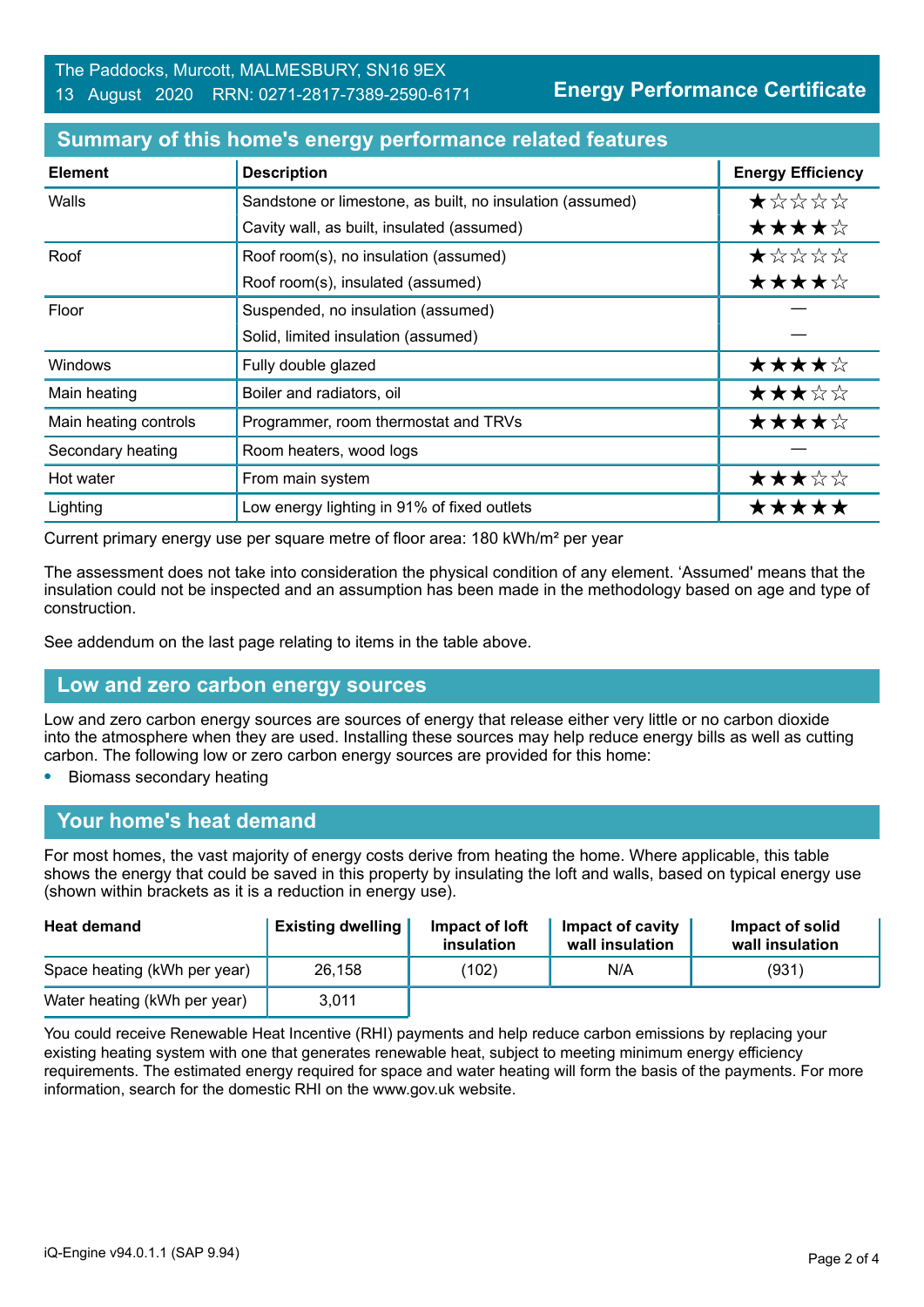The Paddocks, Murcott, MALMESBURY, SN16 9EX
13 August 2020 RRN: 0271-2817-7389-2590-6171

**Energy Performance Certificate**

## Summary of this home's energy performance related features

| Element | Description | Energy Efficiency |
|---|---|---|
| Walls | Sandstone or limestone, as built, no insulation (assumed) | ★☆☆☆☆ |
| | Cavity wall, as built, insulated (assumed) | ★★★★☆ |
| Roof | Roof room(s), no insulation (assumed) | ★☆☆☆☆ |
| | Roof room(s), insulated (assumed) | ★★★★☆ |
| Floor | Suspended, no insulation (assumed) | — |
| | Solid, limited insulation (assumed) | — |
| Windows | Fully double glazed | ★★★★☆ |
| Main heating | Boiler and radiators, oil | ★★★☆☆ |
| Main heating controls | Programmer, room thermostat and TRVs | ★★★★☆ |
| Secondary heating | Room heaters, wood logs | — |
| Hot water | From main system | ★★★☆☆ |
| Lighting | Low energy lighting in 91% of fixed outlets | ★★★★★ |

Current primary energy use per square metre of floor area: 180 kWh/m² per year

The assessment does not take into consideration the physical condition of any element. 'Assumed' means that the insulation could not be inspected and an assumption has been made in the methodology based on age and type of construction.

See addendum on the last page relating to items in the table above.

## Low and zero carbon energy sources

Low and zero carbon energy sources are sources of energy that release either very little or no carbon dioxide into the atmosphere when they are used. Installing these sources may help reduce energy bills as well as cutting carbon. The following low or zero carbon energy sources are provided for this home:

- Biomass secondary heating

## Your home's heat demand

For most homes, the vast majority of energy costs derive from heating the home. Where applicable, this table shows the energy that could be saved in this property by insulating the loft and walls, based on typical energy use (shown within brackets as it is a reduction in energy use).

| Heat demand | Existing dwelling | Impact of loft insulation | Impact of cavity wall insulation | Impact of solid wall insulation |
|---|---|---|---|---|
| Space heating (kWh per year) | 26,158 | (102) | N/A | (931) |
| Water heating (kWh per year) | 3,011 | | | |

You could receive Renewable Heat Incentive (RHI) payments and help reduce carbon emissions by replacing your existing heating system with one that generates renewable heat, subject to meeting minimum energy efficiency requirements. The estimated energy required for space and water heating will form the basis of the payments. For more information, search for the domestic RHI on the www.gov.uk website.

iQ-Engine v94.0.1.1 (SAP 9.94)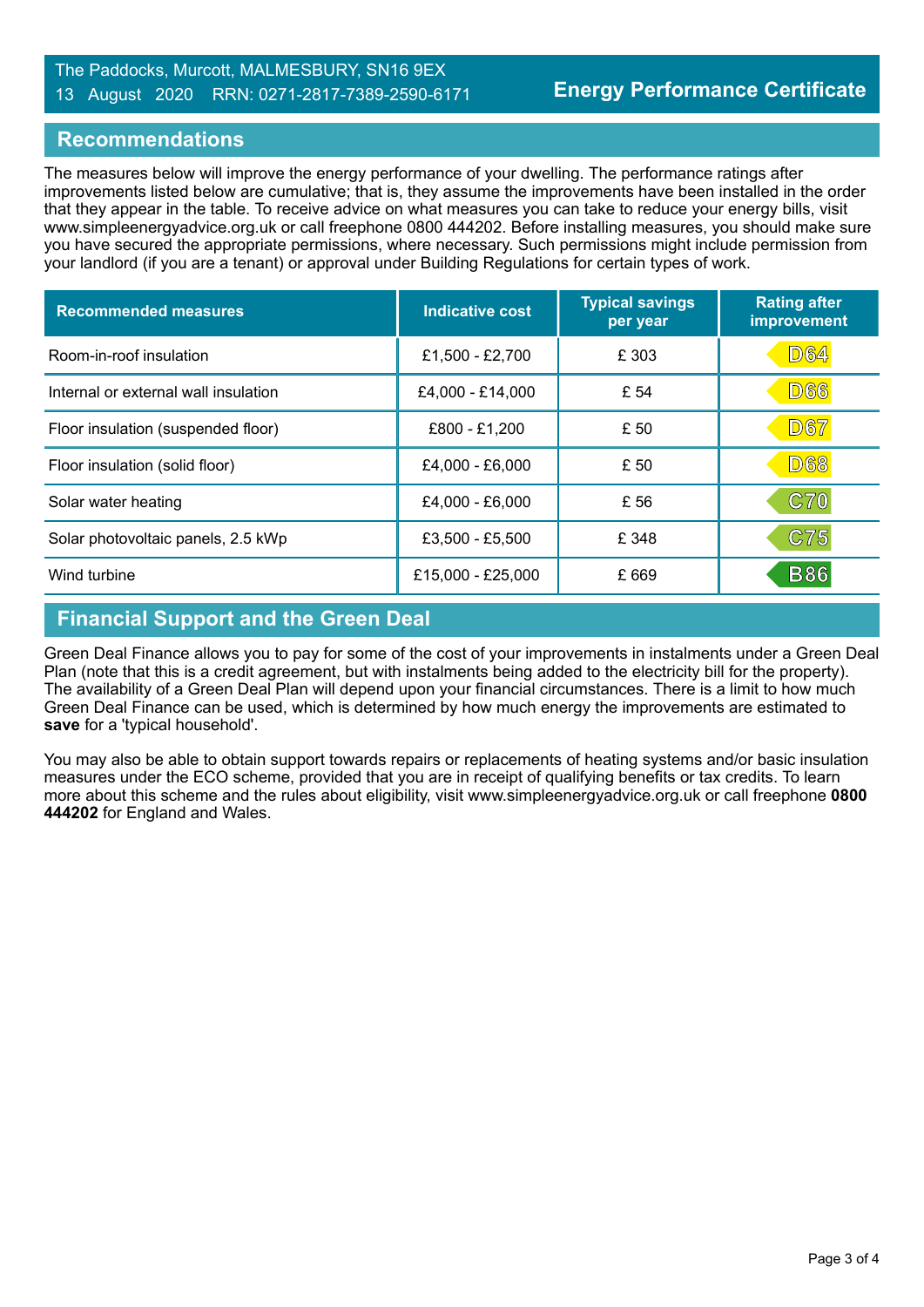## Recommendations

The measures below will improve the energy performance of your dwelling. The performance ratings after improvements listed below are cumulative; that is, they assume the improvements have been installed in the order that they appear in the table. To receive advice on what measures you can take to reduce your energy bills, visit www.simpleenergyadvice.org.uk or call freephone 0800 444202. Before installing measures, you should make sure you have secured the appropriate permissions, where necessary. Such permissions might include permission from your landlord (if you are a tenant) or approval under Building Regulations for certain types of work.

| Recommended measures | Indicative cost | Typical savings per year | Rating after improvement |
|---|---|---|---|
| Room-in-roof insulation | £1,500 - £2,700 | £ 303 | D64 |
| Internal or external wall insulation | £4,000 - £14,000 | £ 54 | D66 |
| Floor insulation (suspended floor) | £800 - £1,200 | £ 50 | D67 |
| Floor insulation (solid floor) | £4,000 - £6,000 | £ 50 | D68 |
| Solar water heating | £4,000 - £6,000 | £ 56 | C70 |
| Solar photovoltaic panels, 2.5 kWp | £3,500 - £5,500 | £ 348 | C75 |
| Wind turbine | £15,000 - £25,000 | £ 669 | B86 |

## Financial Support and the Green Deal

Green Deal Finance allows you to pay for some of the cost of your improvements in instalments under a Green Deal Plan (note that this is a credit agreement, but with instalments being added to the electricity bill for the property). The availability of a Green Deal Plan will depend upon your financial circumstances. There is a limit to how much Green Deal Finance can be used, which is determined by how much energy the improvements are estimated to **save** for a 'typical household'.

You may also be able to obtain support towards repairs or replacements of heating systems and/or basic insulation measures under the ECO scheme, provided that you are in receipt of qualifying benefits or tax credits. To learn more about this scheme and the rules about eligibility, visit www.simpleenergyadvice.org.uk or call freephone **0800 444202** for England and Wales.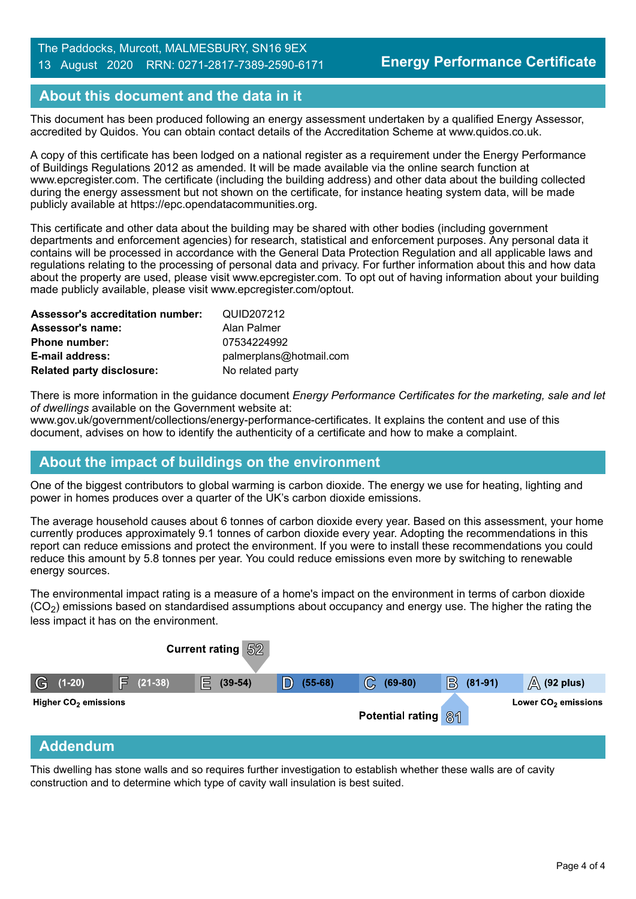The Paddocks, Murcott, MALMESBURY, SN16 9EX
13 August 2020 RRN: 0271-2817-7389-2590-6171

**Energy Performance Certificate**

## About this document and the data in it

This document has been produced following an energy assessment undertaken by a qualified Energy Assessor, accredited by Quidos. You can obtain contact details of the Accreditation Scheme at www.quidos.co.uk.

A copy of this certificate has been lodged on a national register as a requirement under the Energy Performance of Buildings Regulations 2012 as amended. It will be made available via the online search function at www.epcregister.com. The certificate (including the building address) and other data about the building collected during the energy assessment but not shown on the certificate, for instance heating system data, will be made publicly available at https://epc.opendatacommunities.org.

This certificate and other data about the building may be shared with other bodies (including government departments and enforcement agencies) for research, statistical and enforcement purposes. Any personal data it contains will be processed in accordance with the General Data Protection Regulation and all applicable laws and regulations relating to the processing of personal data and privacy. For further information about this and how data about the property are used, please visit www.epcregister.com. To opt out of having information about your building made publicly available, please visit www.epcregister.com/optout.

| | |
|---|---|
| **Assessor's accreditation number:** | QUID207212 |
| **Assessor's name:** | Alan Palmer |
| **Phone number:** | 07534224992 |
| **E-mail address:** | palmerplans@hotmail.com |
| **Related party disclosure:** | No related party |

There is more information in the guidance document *Energy Performance Certificates for the marketing, sale and let of dwellings* available on the Government website at: www.gov.uk/government/collections/energy-performance-certificates. It explains the content and use of this document, advises on how to identify the authenticity of a certificate and how to make a complaint.

## About the impact of buildings on the environment

One of the biggest contributors to global warming is carbon dioxide. The energy we use for heating, lighting and power in homes produces over a quarter of the UK's carbon dioxide emissions.

The average household causes about 6 tonnes of carbon dioxide every year. Based on this assessment, your home currently produces approximately 9.1 tonnes of carbon dioxide every year. Adopting the recommendations in this report can reduce emissions and protect the environment. If you were to install these recommendations you could reduce this amount by 5.8 tonnes per year. You could reduce emissions even more by switching to renewable energy sources.

The environmental impact rating is a measure of a home's impact on the environment in terms of carbon dioxide ($CO_2$) emissions based on standardised assumptions about occupancy and energy use. The higher the rating the less impact it has on the environment.

Current rating 52

G (1-20)
F (21-38)
E (39-54)
D (55-68)
C (69-80)
B (81-91)
A (92 plus)

Higher $CO_2$ emissions
Lower $CO_2$ emissions

Potential rating 81

## Addendum

This dwelling has stone walls and so requires further investigation to establish whether these walls are of cavity construction and to determine which type of cavity wall insulation is best suited.